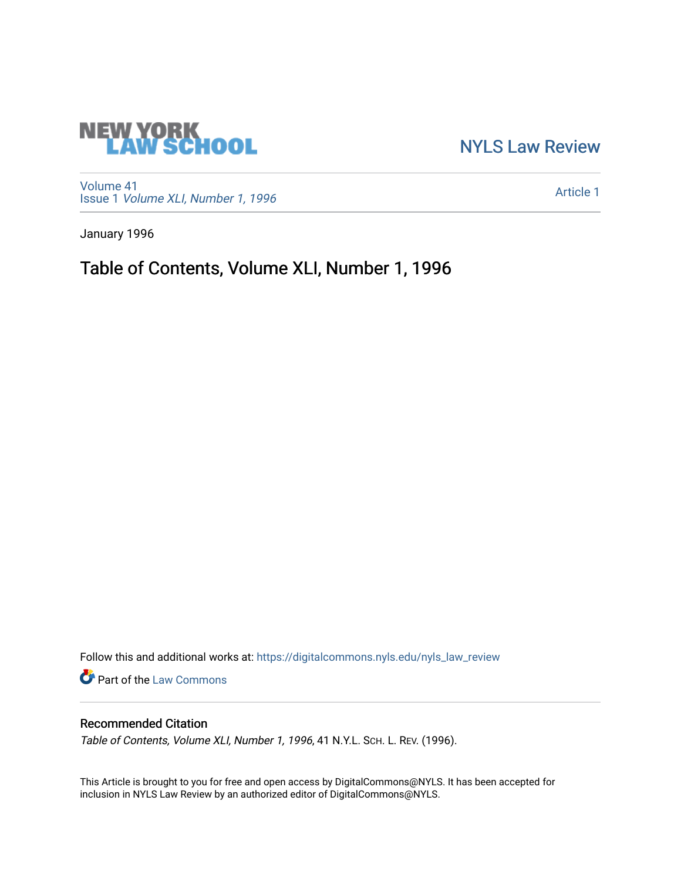NEW YORK LAW SCHOOL

NYLS Law Review

Volume 41
Issue 1 *Volume XLI, Number 1, 1996*

Article 1

January 1996

# Table of Contents, Volume XLI, Number 1, 1996

Follow this and additional works at: https://digitalcommons.nyls.edu/nyls_law_review

Part of the Law Commons

## Recommended Citation

*Table of Contents, Volume XLI, Number 1, 1996*, 41 N.Y.L. Sch. L. Rev. (1996).

This Article is brought to you for free and open access by DigitalCommons@NYLS. It has been accepted for inclusion in NYLS Law Review by an authorized editor of DigitalCommons@NYLS.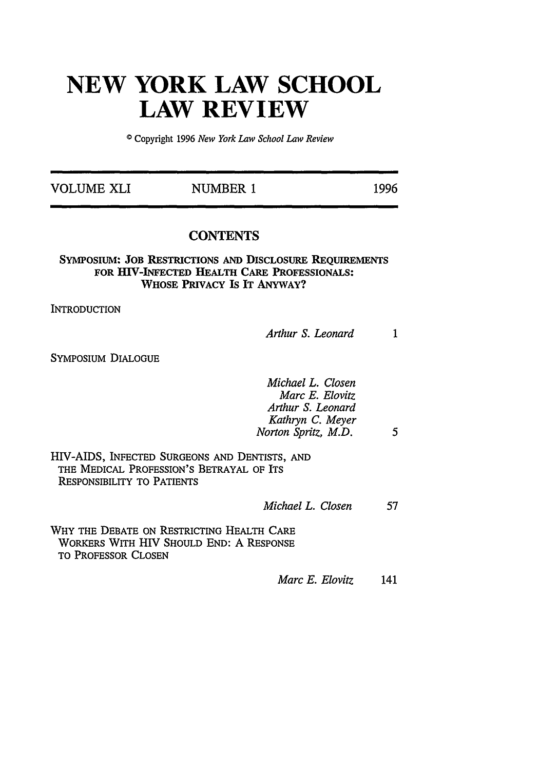# NEW YORK LAW SCHOOL LAW REVIEW

© Copyright 1996 *New York Law School Law Review*

| VOLUME XLI | NUMBER 1 | 1996 |
|---|---|---|

## CONTENTS

**SYMPOSIUM: JOB RESTRICTIONS AND DISCLOSURE REQUIREMENTS FOR HIV-INFECTED HEALTH CARE PROFESSIONALS: WHOSE PRIVACY IS IT ANYWAY?**

INTRODUCTION

*Arthur S. Leonard* 1

SYMPOSIUM DIALOGUE

*Michael L. Closen*
*Marc E. Elovitz*
*Arthur S. Leonard*
*Kathryn C. Meyer*
*Norton Spritz, M.D.* 5

HIV-AIDS, INFECTED SURGEONS AND DENTISTS, AND THE MEDICAL PROFESSION'S BETRAYAL OF ITS RESPONSIBILITY TO PATIENTS

*Michael L. Closen* 57

WHY THE DEBATE ON RESTRICTING HEALTH CARE WORKERS WITH HIV SHOULD END: A RESPONSE TO PROFESSOR CLOSEN

*Marc E. Elovitz* 141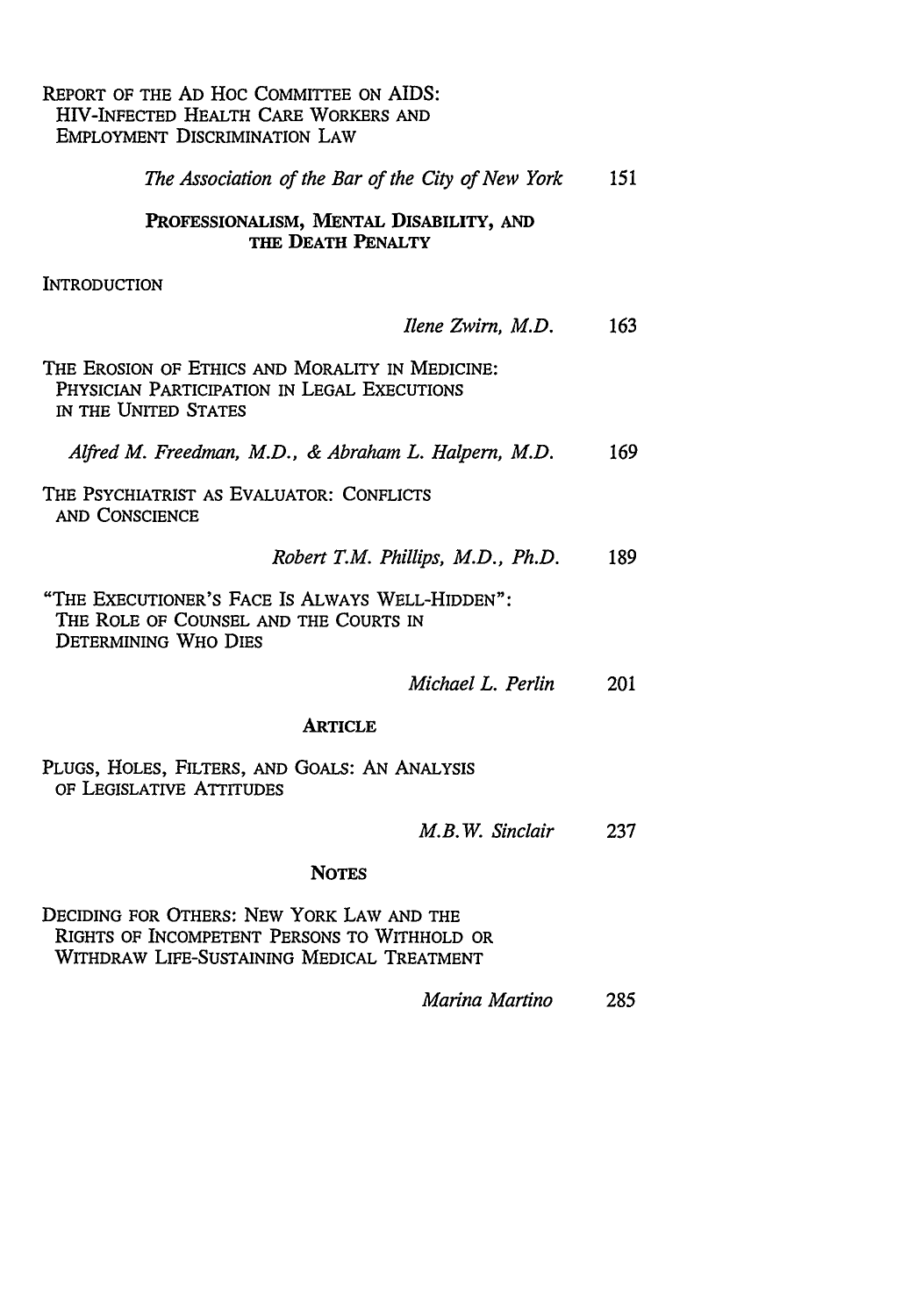Report of the Ad Hoc Committee on AIDS: HIV-Infected Health Care Workers and Employment Discrimination Law

*The Association of the Bar of the City of New York* 151

## Professionalism, Mental Disability, and the Death Penalty

Introduction

*Ilene Zwirn, M.D.* 163

The Erosion of Ethics and Morality in Medicine: Physician Participation in Legal Executions in the United States

*Alfred M. Freedman, M.D., & Abraham L. Halpern, M.D.* 169

The Psychiatrist as Evaluator: Conflicts and Conscience

*Robert T.M. Phillips, M.D., Ph.D.* 189

"The Executioner's Face Is Always Well-Hidden": The Role of Counsel and the Courts in Determining Who Dies

*Michael L. Perlin* 201

## Article

Plugs, Holes, Filters, and Goals: An Analysis of Legislative Attitudes

*M.B.W. Sinclair* 237

## Notes

Deciding for Others: New York Law and the Rights of Incompetent Persons to Withhold or Withdraw Life-Sustaining Medical Treatment

*Marina Martino* 285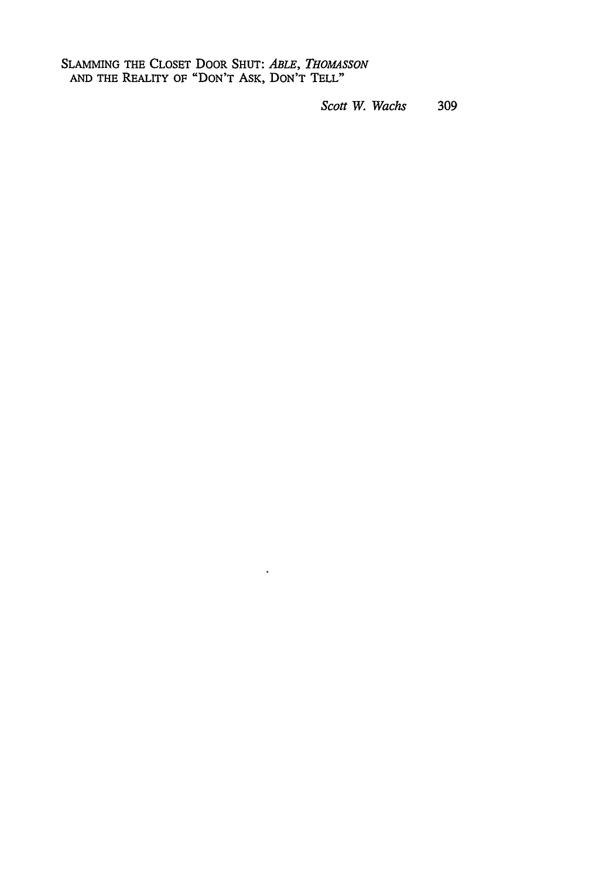SLAMMING THE CLOSET DOOR SHUT: *ABLE*, *THOMASSON* AND THE REALITY OF "DON'T ASK, DON'T TELL"

*Scott W. Wachs* 309